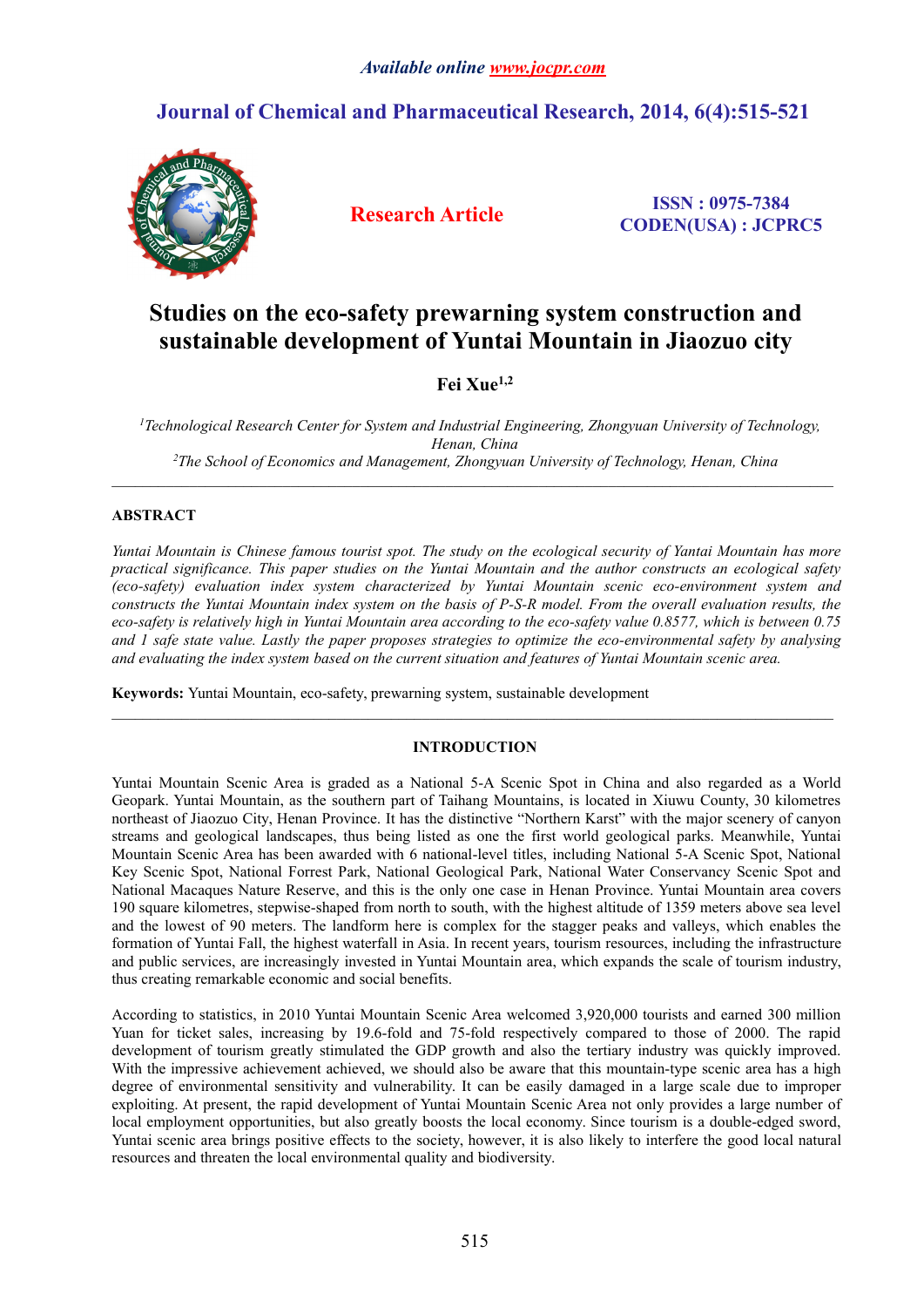# Studies on the eco-safety prewarning system construction and sustainable development of Yuntai Mountain in Jiaozuo city

**Fei Xue**[1,2]

[1]*Technological Research Center for System and Industrial Engineering, Zhongyuan University of Technology, Henan, China*
[2]*The School of Economics and Management, Zhongyuan University of Technology, Henan, China*

---

## ABSTRACT

*Yuntai Mountain is Chinese famous tourist spot. The study on the ecological security of Yantai Mountain has more practical significance. This paper studies on the Yuntai Mountain and the author constructs an ecological safety (eco-safety) evaluation index system characterized by Yuntai Mountain scenic eco-environment system and constructs the Yuntai Mountain index system on the basis of P-S-R model. From the overall evaluation results, the eco-safety is relatively high in Yuntai Mountain area according to the eco-safety value 0.8577, which is between 0.75 and 1 safe state value. Lastly the paper proposes strategies to optimize the eco-environmental safety by analysing and evaluating the index system based on the current situation and features of Yuntai Mountain scenic area.*

**Keywords:** Yuntai Mountain, eco-safety, prewarning system, sustainable development

---

## INTRODUCTION

Yuntai Mountain Scenic Area is graded as a National 5-A Scenic Spot in China and also regarded as a World Geopark. Yuntai Mountain, as the southern part of Taihang Mountains, is located in Xiuwu County, 30 kilometres northeast of Jiaozuo City, Henan Province. It has the distinctive "Northern Karst" with the major scenery of canyon streams and geological landscapes, thus being listed as one the first world geological parks. Meanwhile, Yuntai Mountain Scenic Area has been awarded with 6 national-level titles, including National 5-A Scenic Spot, National Key Scenic Spot, National Forrest Park, National Geological Park, National Water Conservancy Scenic Spot and National Macaques Nature Reserve, and this is the only one case in Henan Province. Yuntai Mountain area covers 190 square kilometres, stepwise-shaped from north to south, with the highest altitude of 1359 meters above sea level and the lowest of 90 meters. The landform here is complex for the stagger peaks and valleys, which enables the formation of Yuntai Fall, the highest waterfall in Asia. In recent years, tourism resources, including the infrastructure and public services, are increasingly invested in Yuntai Mountain area, which expands the scale of tourism industry, thus creating remarkable economic and social benefits.

According to statistics, in 2010 Yuntai Mountain Scenic Area welcomed 3,920,000 tourists and earned 300 million Yuan for ticket sales, increasing by 19.6-fold and 75-fold respectively compared to those of 2000. The rapid development of tourism greatly stimulated the GDP growth and also the tertiary industry was quickly improved. With the impressive achievement achieved, we should also be aware that this mountain-type scenic area has a high degree of environmental sensitivity and vulnerability. It can be easily damaged in a large scale due to improper exploiting. At present, the rapid development of Yuntai Mountain Scenic Area not only provides a large number of local employment opportunities, but also greatly boosts the local economy. Since tourism is a double-edged sword, Yuntai scenic area brings positive effects to the society, however, it is also likely to interfere the good local natural resources and threaten the local environmental quality and biodiversity.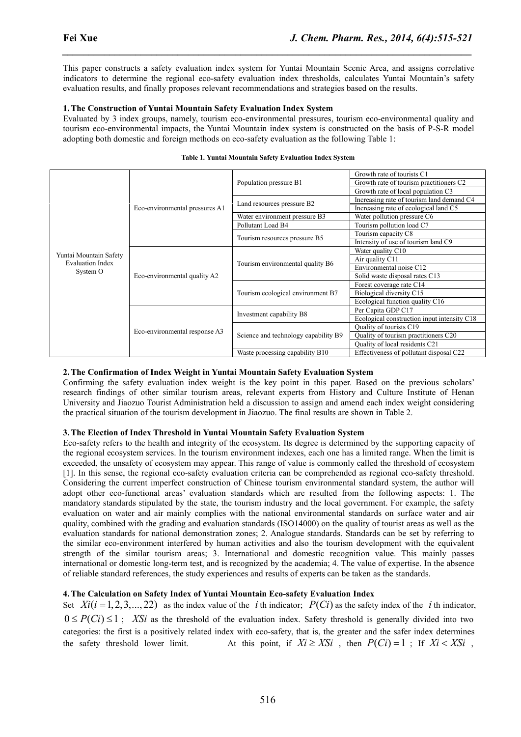This paper constructs a safety evaluation index system for Yuntai Mountain Scenic Area, and assigns correlative indicators to determine the regional eco-safety evaluation index thresholds, calculates Yuntai Mountain's safety evaluation results, and finally proposes relevant recommendations and strategies based on the results.

## 1. The Construction of Yuntai Mountain Safety Evaluation Index System

Evaluated by 3 index groups, namely, tourism eco-environmental pressures, tourism eco-environmental quality and tourism eco-environmental impacts, the Yuntai Mountain index system is constructed on the basis of P-S-R model adopting both domestic and foreign methods on eco-safety evaluation as the following Table 1:

**Table 1. Yuntai Mountain Safety Evaluation Index System**

| | | | |
|---|---|---|---|
| Yuntai Mountain Safety Evaluation Index System O | Eco-environmental pressures A1 | Population pressure B1 | Growth rate of tourists C1 |
| | | | Growth rate of tourism practitioners C2 |
| | | | Growth rate of local population C3 |
| | | Land resources pressure B2 | Increasing rate of tourism land demand C4 |
| | | | Increasing rate of ecological land C5 |
| | | Water environment pressure B3 | Water pollution pressure C6 |
| | | Pollutant Load B4 | Tourism pollution load C7 |
| | | Tourism resources pressure B5 | Tourism capacity C8 |
| | | | Intensity of use of tourism land C9 |
| | Eco-environmental quality A2 | Tourism environmental quality B6 | Water quality C10 |
| | | | Air quality C11 |
| | | | Environmental noise C12 |
| | | | Solid waste disposal rates C13 |
| | | Tourism ecological environment B7 | Forest coverage rate C14 |
| | | | Biological diversity C15 |
| | | | Ecological function quality C16 |
| | Eco-environmental response A3 | Investment capability B8 | Per Capita GDP C17 |
| | | | Ecological construction input intensity C18 |
| | | Science and technology capability B9 | Quality of tourists C19 |
| | | | Quality of tourism practitioners C20 |
| | | | Quality of local residents C21 |
| | | Waste processing capability B10 | Effectiveness of pollutant disposal C22 |

## 2. The Confirmation of Index Weight in Yuntai Mountain Safety Evaluation System

Confirming the safety evaluation index weight is the key point in this paper. Based on the previous scholars' research findings of other similar tourism areas, relevant experts from History and Culture Institute of Henan University and Jiaozuo Tourist Administration held a discussion to assign and amend each index weight considering the practical situation of the tourism development in Jiaozuo. The final results are shown in Table 2.

## 3. The Election of Index Threshold in Yuntai Mountain Safety Evaluation System

Eco-safety refers to the health and integrity of the ecosystem. Its degree is determined by the supporting capacity of the regional ecosystem services. In the tourism environment indexes, each one has a limited range. When the limit is exceeded, the unsafety of ecosystem may appear. This range of value is commonly called the threshold of ecosystem [1]. In this sense, the regional eco-safety evaluation criteria can be comprehended as regional eco-safety threshold. Considering the current imperfect construction of Chinese tourism environmental standard system, the author will adopt other eco-functional areas' evaluation standards which are resulted from the following aspects: 1. The mandatory standards stipulated by the state, the tourism industry and the local government. For example, the safety evaluation on water and air mainly complies with the national environmental standards on surface water and air quality, combined with the grading and evaluation standards (ISO14000) on the quality of tourist areas as well as the evaluation standards for national demonstration zones; 2. Analogue standards. Standards can be set by referring to the similar eco-environment interfered by human activities and also the tourism development with the equivalent strength of the similar tourism areas; 3. International and domestic recognition value. This mainly passes international or domestic long-term test, and is recognized by the academia; 4. The value of expertise. In the absence of reliable standard references, the study experiences and results of experts can be taken as the standards.

## 4. The Calculation on Safety Index of Yuntai Mountain Eco-safety Evaluation Index

Set $Xi(i=1,2,3,...,22)$ as the index value of the $i$ th indicator; $P(Ci)$ as the safety index of the $i$ th indicator, $0 \leq P(Ci) \leq 1$ ; $XSi$ as the threshold of the evaluation index. Safety threshold is generally divided into two categories: the first is a positively related index with eco-safety, that is, the greater and the safer index determines the safety threshold lower limit. At this point, if $Xi \geq XSi$ , then $P(Ci)=1$ ; If $Xi < XSi$ ,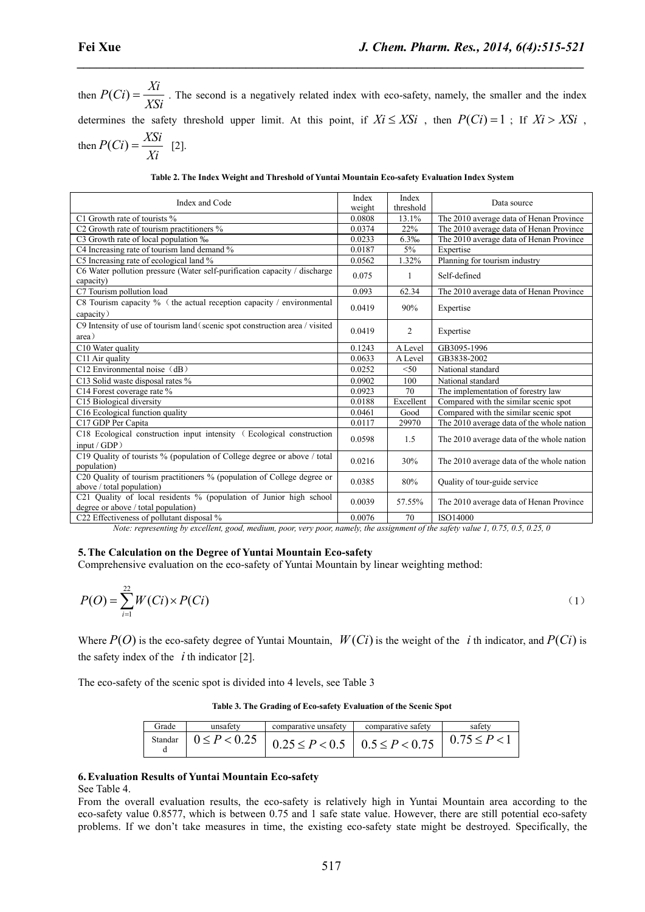then $P(Ci) = \frac{Xi}{XSi}$ . The second is a negatively related index with eco-safety, namely, the smaller and the index determines the safety threshold upper limit. At this point, if $Xi \leq XSi$ , then $P(Ci) = 1$ ; If $Xi > XSi$ , then $P(Ci) = \frac{XSi}{Xi}$ [2].

**Table 2. The Index Weight and Threshold of Yuntai Mountain Eco-safety Evaluation Index System**

| Index and Code | Index weight | Index threshold | Data source |
|---|---|---|---|
| C1 Growth rate of tourists % | 0.0808 | 13.1% | The 2010 average data of Henan Province |
| C2 Growth rate of tourism practitioners % | 0.0374 | 22% | The 2010 average data of Henan Province |
| C3 Growth rate of local population ‰ | 0.0233 | 6.3‰ | The 2010 average data of Henan Province |
| C4 Increasing rate of tourism land demand % | 0.0187 | 5% | Expertise |
| C5 Increasing rate of ecological land % | 0.0562 | 1.32% | Planning for tourism industry |
| C6 Water pollution pressure (Water self-purification capacity / discharge capacity) | 0.075 | 1 | Self-defined |
| C7 Tourism pollution load | 0.093 | 62.34 | The 2010 average data of Henan Province |
| C8 Tourism capacity %（the actual reception capacity / environmental capacity） | 0.0419 | 90% | Expertise |
| C9 Intensity of use of tourism land（scenic spot construction area / visited area） | 0.0419 | 2 | Expertise |
| C10 Water quality | 0.1243 | A Level | GB3095-1996 |
| C11 Air quality | 0.0633 | A Level | GB3838-2002 |
| C12 Environmental noise（dB） | 0.0252 | <50 | National standard |
| C13 Solid waste disposal rates % | 0.0902 | 100 | National standard |
| C14 Forest coverage rate % | 0.0923 | 70 | The implementation of forestry law |
| C15 Biological diversity | 0.0188 | Excellent | Compared with the similar scenic spot |
| C16 Ecological function quality | 0.0461 | Good | Compared with the similar scenic spot |
| C17 GDP Per Capita | 0.0117 | 29970 | The 2010 average data of the whole nation |
| C18 Ecological construction input intensity （Ecological construction input / GDP） | 0.0598 | 1.5 | The 2010 average data of the whole nation |
| C19 Quality of tourists % (population of College degree or above / total population) | 0.0216 | 30% | The 2010 average data of the whole nation |
| C20 Quality of tourism practitioners % (population of College degree or above / total population) | 0.0385 | 80% | Quality of tour-guide service |
| C21 Quality of local residents % (population of Junior high school degree or above / total population) | 0.0039 | 57.55% | The 2010 average data of Henan Province |
| C22 Effectiveness of pollutant disposal % | 0.0076 | 70 | ISO14000 |

*Note: representing by excellent, good, medium, poor, very poor, namely, the assignment of the safety value 1, 0.75, 0.5, 0.25, 0*

## 5. The Calculation on the Degree of Yuntai Mountain Eco-safety

Comprehensive evaluation on the eco-safety of Yuntai Mountain by linear weighting method:

$$P(O) = \sum_{i=1}^{22} W(Ci) \times P(Ci) \tag{1}$$

Where $P(O)$ is the eco-safety degree of Yuntai Mountain, $W(Ci)$ is the weight of the $i$ th indicator, and $P(Ci)$ is the safety index of the $i$ th indicator [2].

The eco-safety of the scenic spot is divided into 4 levels, see Table 3

**Table 3. The Grading of Eco-safety Evaluation of the Scenic Spot**

| Grade | unsafety | comparative unsafety | comparative safety | safety |
|---|---|---|---|---|
| Standard | $0 \leq P < 0.25$ | $0.25 \leq P < 0.5$ | $0.5 \leq P < 0.75$ | $0.75 \leq P < 1$ |

## 6. Evaluation Results of Yuntai Mountain Eco-safety

See Table 4.

From the overall evaluation results, the eco-safety is relatively high in Yuntai Mountain area according to the eco-safety value 0.8577, which is between 0.75 and 1 safe state value. However, there are still potential eco-safety problems. If we don't take measures in time, the existing eco-safety state might be destroyed. Specifically, the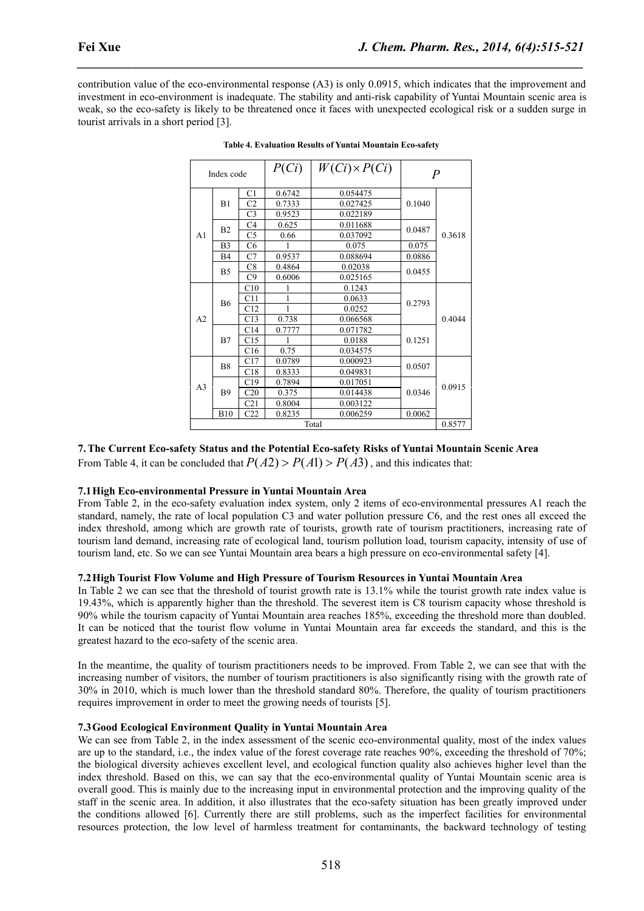contribution value of the eco-environmental response (A3) is only 0.0915, which indicates that the improvement and investment in eco-environment is inadequate. The stability and anti-risk capability of Yuntai Mountain scenic area is weak, so the eco-safety is likely to be threatened once it faces with unexpected ecological risk or a sudden surge in tourist arrivals in a short period [3].

**Table 4. Evaluation Results of Yuntai Mountain Eco-safety**

| Index code | | | $P(Ci)$ | $W(Ci)\times P(Ci)$ | $P$ | |
|---|---|---|---|---|---|---|
| A1 | B1 | C1 | 0.6742 | 0.054475 | 0.1040 | 0.3618 |
| | | C2 | 0.7333 | 0.027425 | | |
| | | C3 | 0.9523 | 0.022189 | | |
| | B2 | C4 | 0.625 | 0.011688 | 0.0487 | |
| | | C5 | 0.66 | 0.037092 | | |
| | B3 | C6 | 1 | 0.075 | 0.075 | |
| | B4 | C7 | 0.9537 | 0.088694 | 0.0886 | |
| | B5 | C8 | 0.4864 | 0.02038 | 0.0455 | |
| | | C9 | 0.6006 | 0.025165 | | |
| A2 | B6 | C10 | 1 | 0.1243 | 0.2793 | 0.4044 |
| | | C11 | 1 | 0.0633 | | |
| | | C12 | 1 | 0.0252 | | |
| | | C13 | 0.738 | 0.066568 | | |
| | B7 | C14 | 0.7777 | 0.071782 | 0.1251 | |
| | | C15 | 1 | 0.0188 | | |
| | | C16 | 0.75 | 0.034575 | | |
| A3 | B8 | C17 | 0.0789 | 0.000923 | 0.0507 | 0.0915 |
| | | C18 | 0.8333 | 0.049831 | | |
| | B9 | C19 | 0.7894 | 0.017051 | 0.0346 | |
| | | C20 | 0.375 | 0.014438 | | |
| | | C21 | 0.8004 | 0.003122 | | |
| | B10 | C22 | 0.8235 | 0.006259 | 0.0062 | |
| Total | | | | | | 0.8577 |

## 7. The Current Eco-safety Status and the Potential Eco-safety Risks of Yuntai Mountain Scenic Area

From Table 4, it can be concluded that $P(A2) > P(A1) > P(A3)$, and this indicates that:

### 7.1 High Eco-environmental Pressure in Yuntai Mountain Area

From Table 2, in the eco-safety evaluation index system, only 2 items of eco-environmental pressures A1 reach the standard, namely, the rate of local population C3 and water pollution pressure C6, and the rest ones all exceed the index threshold, among which are growth rate of tourists, growth rate of tourism practitioners, increasing rate of tourism land demand, increasing rate of ecological land, tourism pollution load, tourism capacity, intensity of use of tourism land, etc. So we can see Yuntai Mountain area bears a high pressure on eco-environmental safety [4].

### 7.2 High Tourist Flow Volume and High Pressure of Tourism Resources in Yuntai Mountain Area

In Table 2 we can see that the threshold of tourist growth rate is 13.1% while the tourist growth rate index value is 19.43%, which is apparently higher than the threshold. The severest item is C8 tourism capacity whose threshold is 90% while the tourism capacity of Yuntai Mountain area reaches 185%, exceeding the threshold more than doubled. It can be noticed that the tourist flow volume in Yuntai Mountain area far exceeds the standard, and this is the greatest hazard to the eco-safety of the scenic area.

In the meantime, the quality of tourism practitioners needs to be improved. From Table 2, we can see that with the increasing number of visitors, the number of tourism practitioners is also significantly rising with the growth rate of 30% in 2010, which is much lower than the threshold standard 80%. Therefore, the quality of tourism practitioners requires improvement in order to meet the growing needs of tourists [5].

### 7.3 Good Ecological Environment Quality in Yuntai Mountain Area

We can see from Table 2, in the index assessment of the scenic eco-environmental quality, most of the index values are up to the standard, i.e., the index value of the forest coverage rate reaches 90%, exceeding the threshold of 70%; the biological diversity achieves excellent level, and ecological function quality also achieves higher level than the index threshold. Based on this, we can say that the eco-environmental quality of Yuntai Mountain scenic area is overall good. This is mainly due to the increasing input in environmental protection and the improving quality of the staff in the scenic area. In addition, it also illustrates that the eco-safety situation has been greatly improved under the conditions allowed [6]. Currently there are still problems, such as the imperfect facilities for environmental resources protection, the low level of harmless treatment for contaminants, the backward technology of testing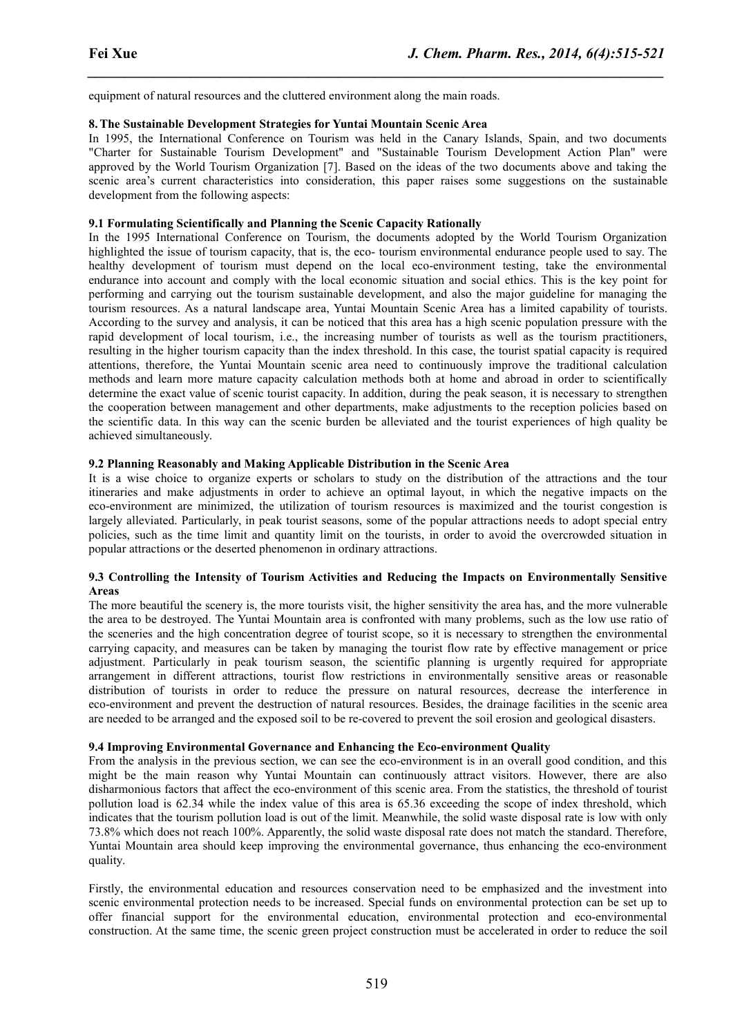equipment of natural resources and the cluttered environment along the main roads.

## 8. The Sustainable Development Strategies for Yuntai Mountain Scenic Area

In 1995, the International Conference on Tourism was held in the Canary Islands, Spain, and two documents "Charter for Sustainable Tourism Development" and "Sustainable Tourism Development Action Plan" were approved by the World Tourism Organization [7]. Based on the ideas of the two documents above and taking the scenic area's current characteristics into consideration, this paper raises some suggestions on the sustainable development from the following aspects:

### 9.1 Formulating Scientifically and Planning the Scenic Capacity Rationally

In the 1995 International Conference on Tourism, the documents adopted by the World Tourism Organization highlighted the issue of tourism capacity, that is, the eco- tourism environmental endurance people used to say. The healthy development of tourism must depend on the local eco-environment testing, take the environmental endurance into account and comply with the local economic situation and social ethics. This is the key point for performing and carrying out the tourism sustainable development, and also the major guideline for managing the tourism resources. As a natural landscape area, Yuntai Mountain Scenic Area has a limited capability of tourists. According to the survey and analysis, it can be noticed that this area has a high scenic population pressure with the rapid development of local tourism, i.e., the increasing number of tourists as well as the tourism practitioners, resulting in the higher tourism capacity than the index threshold. In this case, the tourist spatial capacity is required attentions, therefore, the Yuntai Mountain scenic area need to continuously improve the traditional calculation methods and learn more mature capacity calculation methods both at home and abroad in order to scientifically determine the exact value of scenic tourist capacity. In addition, during the peak season, it is necessary to strengthen the cooperation between management and other departments, make adjustments to the reception policies based on the scientific data. In this way can the scenic burden be alleviated and the tourist experiences of high quality be achieved simultaneously.

### 9.2 Planning Reasonably and Making Applicable Distribution in the Scenic Area

It is a wise choice to organize experts or scholars to study on the distribution of the attractions and the tour itineraries and make adjustments in order to achieve an optimal layout, in which the negative impacts on the eco-environment are minimized, the utilization of tourism resources is maximized and the tourist congestion is largely alleviated. Particularly, in peak tourist seasons, some of the popular attractions needs to adopt special entry policies, such as the time limit and quantity limit on the tourists, in order to avoid the overcrowded situation in popular attractions or the deserted phenomenon in ordinary attractions.

### 9.3 Controlling the Intensity of Tourism Activities and Reducing the Impacts on Environmentally Sensitive Areas

The more beautiful the scenery is, the more tourists visit, the higher sensitivity the area has, and the more vulnerable the area to be destroyed. The Yuntai Mountain area is confronted with many problems, such as the low use ratio of the sceneries and the high concentration degree of tourist scope, so it is necessary to strengthen the environmental carrying capacity, and measures can be taken by managing the tourist flow rate by effective management or price adjustment. Particularly in peak tourism season, the scientific planning is urgently required for appropriate arrangement in different attractions, tourist flow restrictions in environmentally sensitive areas or reasonable distribution of tourists in order to reduce the pressure on natural resources, decrease the interference in eco-environment and prevent the destruction of natural resources. Besides, the drainage facilities in the scenic area are needed to be arranged and the exposed soil to be re-covered to prevent the soil erosion and geological disasters.

### 9.4 Improving Environmental Governance and Enhancing the Eco-environment Quality

From the analysis in the previous section, we can see the eco-environment is in an overall good condition, and this might be the main reason why Yuntai Mountain can continuously attract visitors. However, there are also disharmonious factors that affect the eco-environment of this scenic area. From the statistics, the threshold of tourist pollution load is 62.34 while the index value of this area is 65.36 exceeding the scope of index threshold, which indicates that the tourism pollution load is out of the limit. Meanwhile, the solid waste disposal rate is low with only 73.8% which does not reach 100%. Apparently, the solid waste disposal rate does not match the standard. Therefore, Yuntai Mountain area should keep improving the environmental governance, thus enhancing the eco-environment quality.

Firstly, the environmental education and resources conservation need to be emphasized and the investment into scenic environmental protection needs to be increased. Special funds on environmental protection can be set up to offer financial support for the environmental education, environmental protection and eco-environmental construction. At the same time, the scenic green project construction must be accelerated in order to reduce the soil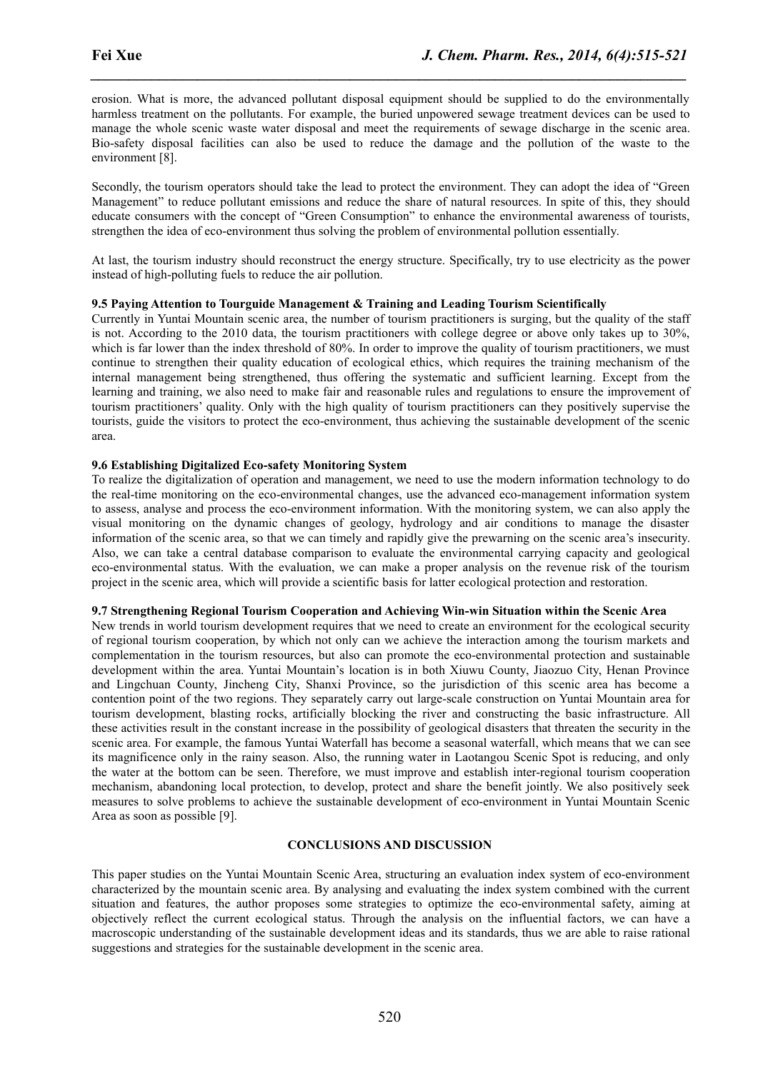erosion. What is more, the advanced pollutant disposal equipment should be supplied to do the environmentally harmless treatment on the pollutants. For example, the buried unpowered sewage treatment devices can be used to manage the whole scenic waste water disposal and meet the requirements of sewage discharge in the scenic area. Bio-safety disposal facilities can also be used to reduce the damage and the pollution of the waste to the environment [8].

Secondly, the tourism operators should take the lead to protect the environment. They can adopt the idea of "Green Management" to reduce pollutant emissions and reduce the share of natural resources. In spite of this, they should educate consumers with the concept of "Green Consumption" to enhance the environmental awareness of tourists, strengthen the idea of eco-environment thus solving the problem of environmental pollution essentially.

At last, the tourism industry should reconstruct the energy structure. Specifically, try to use electricity as the power instead of high-polluting fuels to reduce the air pollution.

**9.5 Paying Attention to Tourguide Management & Training and Leading Tourism Scientifically**

Currently in Yuntai Mountain scenic area, the number of tourism practitioners is surging, but the quality of the staff is not. According to the 2010 data, the tourism practitioners with college degree or above only takes up to 30%, which is far lower than the index threshold of 80%. In order to improve the quality of tourism practitioners, we must continue to strengthen their quality education of ecological ethics, which requires the training mechanism of the internal management being strengthened, thus offering the systematic and sufficient learning. Except from the learning and training, we also need to make fair and reasonable rules and regulations to ensure the improvement of tourism practitioners' quality. Only with the high quality of tourism practitioners can they positively supervise the tourists, guide the visitors to protect the eco-environment, thus achieving the sustainable development of the scenic area.

**9.6 Establishing Digitalized Eco-safety Monitoring System**

To realize the digitalization of operation and management, we need to use the modern information technology to do the real-time monitoring on the eco-environmental changes, use the advanced eco-management information system to assess, analyse and process the eco-environment information. With the monitoring system, we can also apply the visual monitoring on the dynamic changes of geology, hydrology and air conditions to manage the disaster information of the scenic area, so that we can timely and rapidly give the prewarning on the scenic area's insecurity. Also, we can take a central database comparison to evaluate the environmental carrying capacity and geological eco-environmental status. With the evaluation, we can make a proper analysis on the revenue risk of the tourism project in the scenic area, which will provide a scientific basis for latter ecological protection and restoration.

**9.7 Strengthening Regional Tourism Cooperation and Achieving Win-win Situation within the Scenic Area**

New trends in world tourism development requires that we need to create an environment for the ecological security of regional tourism cooperation, by which not only can we achieve the interaction among the tourism markets and complementation in the tourism resources, but also can promote the eco-environmental protection and sustainable development within the area. Yuntai Mountain's location is in both Xiuwu County, Jiaozuo City, Henan Province and Lingchuan County, Jincheng City, Shanxi Province, so the jurisdiction of this scenic area has become a contention point of the two regions. They separately carry out large-scale construction on Yuntai Mountain area for tourism development, blasting rocks, artificially blocking the river and constructing the basic infrastructure. All these activities result in the constant increase in the possibility of geological disasters that threaten the security in the scenic area. For example, the famous Yuntai Waterfall has become a seasonal waterfall, which means that we can see its magnificence only in the rainy season. Also, the running water in Laotangou Scenic Spot is reducing, and only the water at the bottom can be seen. Therefore, we must improve and establish inter-regional tourism cooperation mechanism, abandoning local protection, to develop, protect and share the benefit jointly. We also positively seek measures to solve problems to achieve the sustainable development of eco-environment in Yuntai Mountain Scenic Area as soon as possible [9].

## CONCLUSIONS AND DISCUSSION

This paper studies on the Yuntai Mountain Scenic Area, structuring an evaluation index system of eco-environment characterized by the mountain scenic area. By analysing and evaluating the index system combined with the current situation and features, the author proposes some strategies to optimize the eco-environmental safety, aiming at objectively reflect the current ecological status. Through the analysis on the influential factors, we can have a macroscopic understanding of the sustainable development ideas and its standards, thus we are able to raise rational suggestions and strategies for the sustainable development in the scenic area.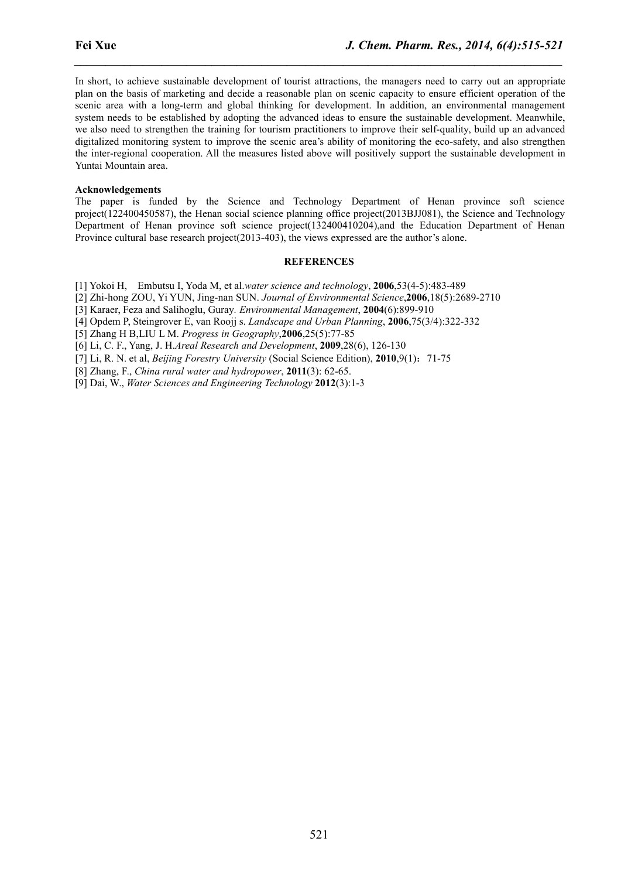In short, to achieve sustainable development of tourist attractions, the managers need to carry out an appropriate plan on the basis of marketing and decide a reasonable plan on scenic capacity to ensure efficient operation of the scenic area with a long-term and global thinking for development. In addition, an environmental management system needs to be established by adopting the advanced ideas to ensure the sustainable development. Meanwhile, we also need to strengthen the training for tourism practitioners to improve their self-quality, build up an advanced digitalized monitoring system to improve the scenic area's ability of monitoring the eco-safety, and also strengthen the inter-regional cooperation. All the measures listed above will positively support the sustainable development in Yuntai Mountain area.

**Acknowledgements**

The paper is funded by the Science and Technology Department of Henan province soft science project(122400450587), the Henan social science planning office project(2013BJJ081), the Science and Technology Department of Henan province soft science project(132400410204),and the Education Department of Henan Province cultural base research project(2013-403), the views expressed are the author's alone.

## REFERENCES

[1] Yokoi H, Embutsu I, Yoda M, et al.*water science and technology*, **2006**,53(4-5):483-489

[2] Zhi-hong ZOU, Yi YUN, Jing-nan SUN. *Journal of Environmental Science*,**2006**,18(5):2689-2710

[3] Karaer, Feza and Salihoglu, Guray. *Environmental Management*, **2004**(6):899-910

[4] Opdem P, Steingrover E, van Roojj s. *Landscape and Urban Planning*, **2006**,75(3/4):322-332

[5] Zhang H B,LIU L M. *Progress in Geography*,**2006**,25(5):77-85

[6] Li, C. F., Yang, J. H.*Areal Research and Development*, **2009**,28(6), 126-130

[7] Li, R. N. et al, *Beijing Forestry University* (Social Science Edition), **2010**,9(1)：71-75

[8] Zhang, F., *China rural water and hydropower*, **2011**(3): 62-65.

[9] Dai, W., *Water Sciences and Engineering Technology* **2012**(3):1-3